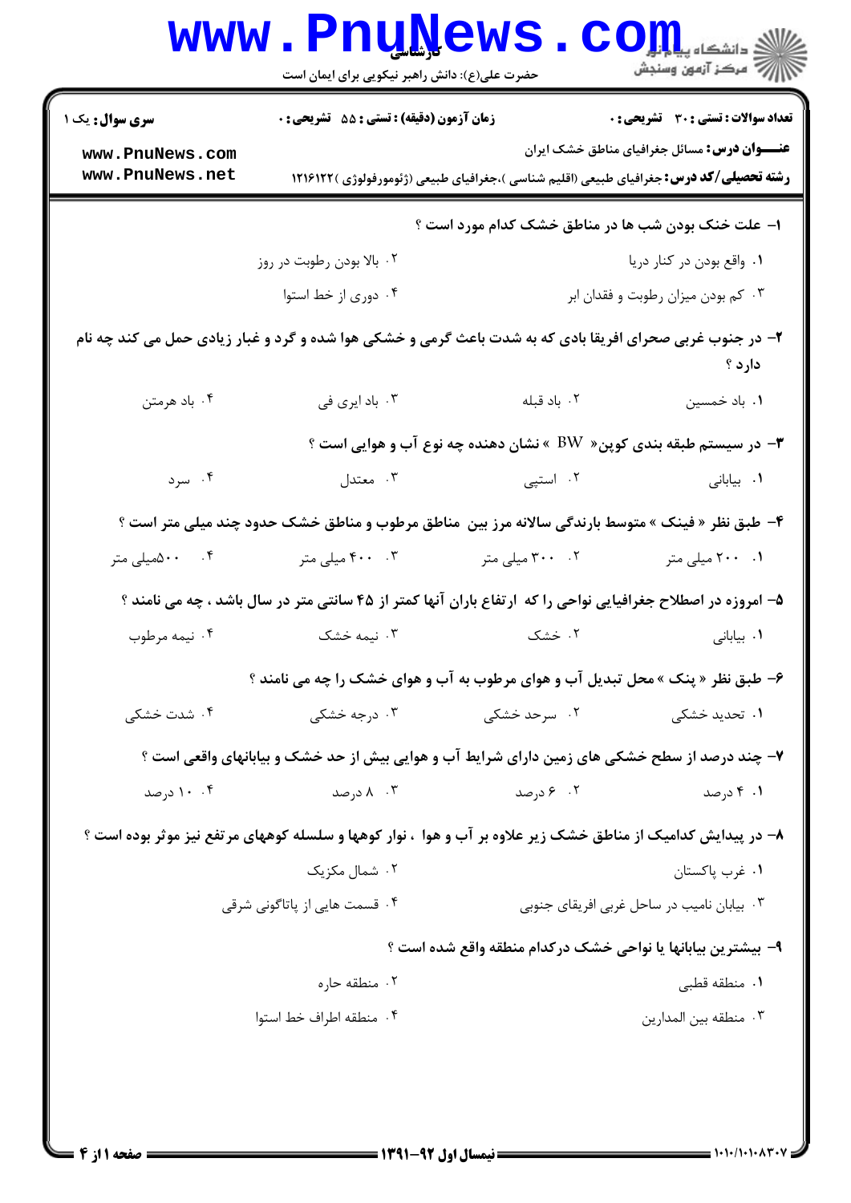کارشناسی

حضرت علی(ع): دانش راهبر نیکویی برای ایمان است

دانشگاه پیام نور
مرکز آزمون وسنجش

**سری سوال:** یک ۱

**زمان آزمون (دقیقه) : تستی : ۵۵ تشریحی : ۰**

**تعداد سوالات : تستی : ۳۰ تشریحی : ۰**

**عنـــوان درس:** مسائل جغرافیای مناطق خشک ایران

**رشته تحصیلی/کد درس:** جغرافیای طبیعی (اقلیم شناسی )،جغرافیای طبیعی (ژئومورفولوژی )۱۲۱۶۱۲۲

**۱- علت خنک بودن شب ها در مناطق خشک کدام مورد است ؟**

۱. واقع بودن در کنار دریا
۲. بالا بودن رطوبت در روز
۳. کم بودن میزان رطوبت و فقدان ابر
۴. دوری از خط استوا

**۲- در جنوب غربی صحرای افریقا بادی که به شدت باعث گرمی و خشکی هوا شده و گرد و غبار زیادی حمل می کند چه نام دارد ؟**

۱. باد خمسین
۲. باد قبله
۳. باد ایری فی
۴. باد هرمتن

**۳- در سیستم طبقه بندی کوپن« BW » نشان دهنده چه نوع آب و هوایی است ؟**

۱. بیابانی
۲. استپی
۳. معتدل
۴. سرد

**۴- طبق نظر « فینک » متوسط بارندگی سالانه مرز بین مناطق مرطوب و مناطق خشک حدود چند میلی متر است ؟**

۱. ۲۰۰ میلی متر
۲. ۳۰۰ میلی متر
۳. ۴۰۰ میلی متر
۴. ۵۰۰میلی متر

**۵- امروزه در اصطلاح جغرافیایی نواحی را که ارتفاع باران آنها کمتر از ۴۵ سانتی متر در سال باشد ، چه می نامند ؟**

۱. بیابانی
۲. خشک
۳. نیمه خشک
۴. نیمه مرطوب

**۶- طبق نظر « پنک » محل تبدیل آب و هوای مرطوب به آب و هوای خشک را چه می نامند ؟**

۱. تحدید خشکی
۲. سرحد خشکی
۳. درجه خشکی
۴. شدت خشکی

**۷- چند درصد از سطح خشکی های زمین دارای شرایط آب و هوایی بیش از حد خشک و بیابانهای واقعی است ؟**

۱. ۴ درصد
۲. ۶ درصد
۳. ۸ درصد
۴. ۱۰ درصد

**۸- در پیدایش کدامیک از مناطق خشک زیر علاوه بر آب و هوا ، نوار کوهها و سلسله کوههای مرتفع نیز موثر بوده است ؟**

۱. غرب پاکستان
۲. شمال مکزیک
۳. بیابان نامیب در ساحل غربی افریقای جنوبی
۴. قسمت هایی از پاتاگونی شرقی

**۹- بیشترین بیابانها یا نواحی خشک درکدام منطقه واقع شده است ؟**

۱. منطقه قطبی
۲. منطقه حاره
۳. منطقه بین المدارین
۴. منطقه اطراف خط استوا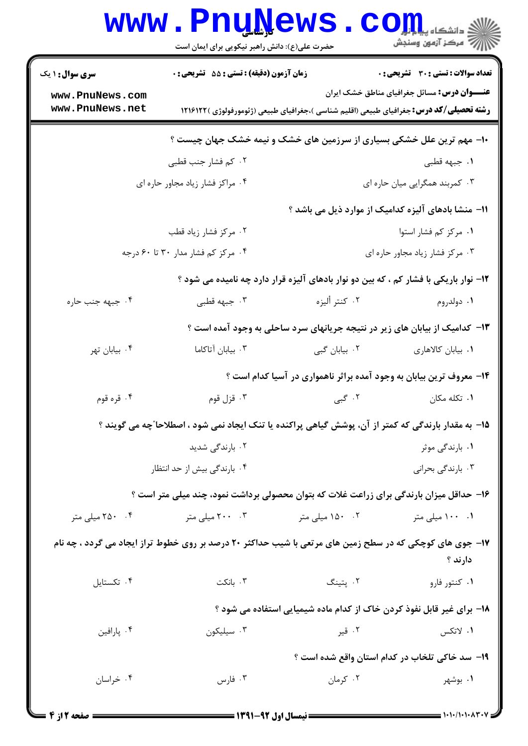**تعداد سوالات : تستی : ۳۰ تشریحی : ۰** | **زمان آزمون (دقیقه) : تستی : ۵۵ تشریحی : ۰** | **سری سوال : ۱ یک**

**عنـــوان درس:** مسائل جغرافیای مناطق خشک ایران

**رشته تحصیلی/کد درس:** جغرافیای طبیعی (اقلیم شناسی )،جغرافیای طبیعی (ژئومورفولوژی )۱۲۱۶۱۲۲

**۱۰- مهم ترین علل خشکی بسیاری از سرزمین های خشک و نیمه خشک جهان چیست ؟**

۱. جبهه قطبی
۲. کم فشار جنب قطبی
۳. کمربند همگرایی میان حاره ای
۴. مراکز فشار زیاد مجاور حاره ای

**۱۱- منشا بادهای آلیزه کدامیک از موارد ذیل می باشد ؟**

۱. مرکز کم فشار استوا
۲. مرکز فشار زیاد قطب
۳. مرکز فشار زیاد مجاور حاره ای
۴. مرکز کم فشار مدار ۳۰ تا ۶۰ درجه

**۱۲- نوار باریکی با فشار کم ، که بین دو نوار بادهای آلیزه قرار دارد چه نامیده می شود ؟**

۱. دولدروم
۲. کنتر ألیزه
۳. جبهه قطبی
۴. جبهه جنب حاره

**۱۳- کدامیک از بیابان های زیر در نتیجه جریانهای سرد ساحلی به وجود آمده است ؟**

۱. بیابان کالاهاری
۲. بیابان گبی
۳. بیابان آتاکاما
۴. بیابان تهر

**۱۴- معروف ترین بیابان به وجود آمده براثر ناهمواری در آسیا کدام است ؟**

۱. تکله مکان
۲. گبی
۳. قزل قوم
۴. قره قوم

**۱۵- به مقدار بارندگی که کمتر از آن، پوشش گیاهی پراکنده یا تنک ایجاد نمی شود ، اصطلاحا"چه می گویند ؟**

۱. بارندگی موثر
۲. بارندگی شدید
۳. بارندگی بحرانی
۴. بارندگی بیش از حد انتظار

**۱۶- حداقل میزان بارندگی برای زراعت غلات که بتوان محصولی برداشت نمود، چند میلی متر است ؟**

۱. ۱۰۰ میلی متر
۲. ۱۵۰ میلی متر
۳. ۲۰۰ میلی متر
۴. ۲۵۰ میلی متر

**۱۷- جوی های کوچکی که در سطح زمین های مرتعی با شیب حداکثر ۲۰ درصد بر روی خطوط تراز ایجاد می گردد ، چه نام دارند ؟**

۱. کنتور فارو
۲. پتینگ
۳. بانکت
۴. تکستایل

**۱۸- برای غیر قابل نفوذ کردن خاک از کدام ماده شیمیایی استفاده می شود ؟**

۱. لاتکس
۲. قیر
۳. سیلیکون
۴. پارافین

**۱۹- سد خاکی تلخاب در کدام استان واقع شده است ؟**

۱. بوشهر
۲. کرمان
۳. فارس
۴. خراسان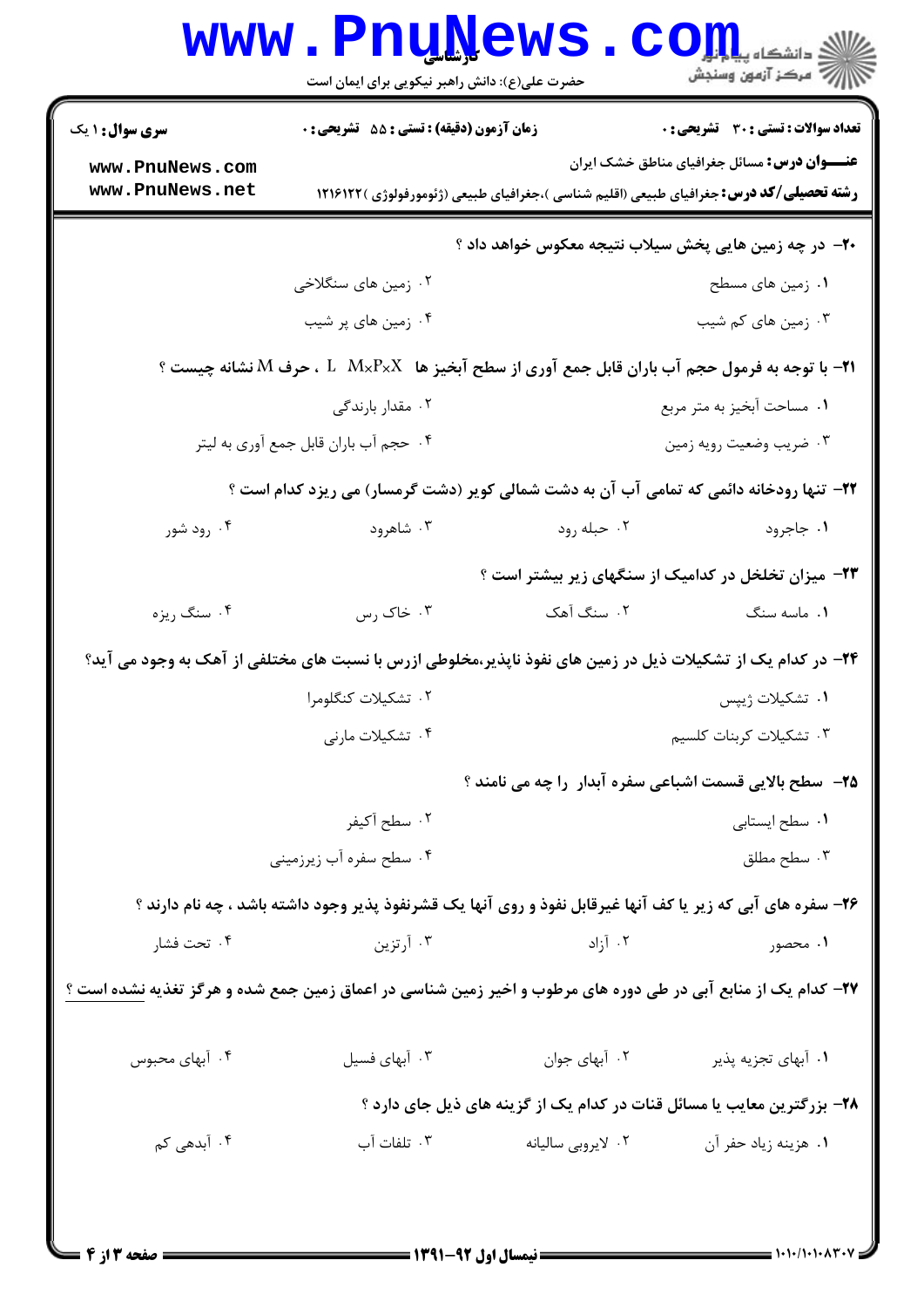**سری سوال:** ۱ یک | **زمان آزمون (دقیقه) : تستی :** ۵۵ **تشریحی :** ۰ | **تعداد سوالات : تستی :** ۳۰ **تشریحی :** ۰

**عنـــوان درس:** مسائل جغرافیای مناطق خشک ایران

**رشته تحصیلی/کد درس:** جغرافیای طبیعی (اقلیم شناسی )،جغرافیای طبیعی (ژئومورفولوژی )۱۲۱۶۱۲۲

**۲۰-** در چه زمین هایی پخش سیلاب نتیجه معکوس خواهد داد ؟

۱. زمین های مسطح
۲. زمین های سنگلاخی
۳. زمین های کم شیب
۴. زمین های پر شیب

**۲۱-** با توجه به فرمول حجم آب باران قابل جمع آوری از سطح آبخیز ها $L \quad M \times P \times X$ ، حرف M نشانه چیست ؟

۱. مساحت آبخیز به متر مربع
۲. مقدار بارندگی
۳. ضریب وضعیت رویه زمین
۴. حجم آب باران قابل جمع آوری به لیتر

**۲۲-** تنها رودخانه دائمی که تمامی آب آن به دشت شمالی کویر (دشت گرمسار) می ریزد کدام است ؟

۱. جاجرود
۲. حبله رود
۳. شاهرود
۴. رود شور

**۲۳-** میزان تخلخل در کدامیک از سنگهای زیر بیشتر است ؟

۱. ماسه سنگ
۲. سنگ آهک
۳. خاک رس
۴. سنگ ریزه

**۲۴-** در کدام یک از تشکیلات ذیل در زمین های نفوذ ناپذیر،مخلوطی ازرس با نسبت های مختلفی از آهک به وجود می آید؟

۱. تشکیلات ژیپس
۲. تشکیلات کنگلومرا
۳. تشکیلات کربنات کلسیم
۴. تشکیلات مارنی

**۲۵-** سطح بالایی قسمت اشباعی سفره آبدار را چه می نامند ؟

۱. سطح ایستابی
۲. سطح آکیفر
۳. سطح مطلق
۴. سطح سفره آب زیرزمینی

**۲۶-** سفره های آبی که زیر یا کف آنها غیرقابل نفوذ و روی آنها یک قشرنفوذ پذیر وجود داشته باشد ، چه نام دارند ؟

۱. محصور
۲. آزاد
۳. آرتزین
۴. تحت فشار

**۲۷-** کدام یک از منابع آبی در طی دوره های مرطوب و اخیر زمین شناسی در اعماق زمین جمع شده و هرگز تغذیه نشده است ؟

۱. آبهای تجزیه پذیر
۲. آبهای جوان
۳. آبهای فسیل
۴. آبهای محبوس

**۲۸-** بزرگترین معایب یا مسائل قنات در کدام یک از گزینه های ذیل جای دارد ؟

۱. هزینه زیاد حفر آن
۲. لایروبی سالیانه
۳. تلفات آب
۴. آبدهی کم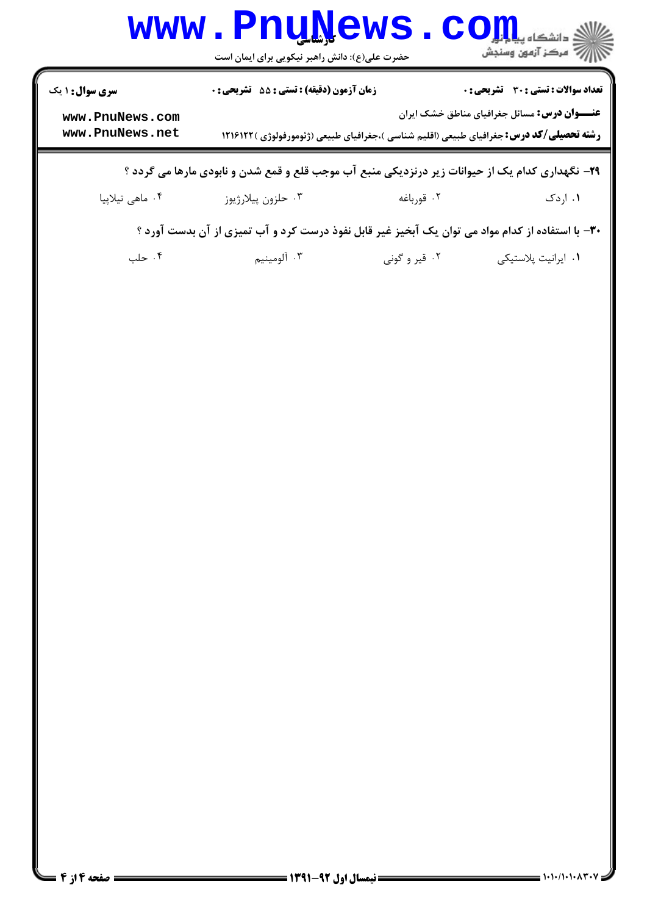**۲۹- نگهداری کدام یک از حیوانات زیر درنزدیکی منبع آب موجب قلع و قمع شدن و نابودی مارها می گردد ؟**

۱. اردک
۲. قورباغه
۳. حلزون پیلارژیوز
۴. ماهی تیلاپیا

**۳۰- با استفاده از کدام مواد می توان یک آبخیز غیر قابل نفوذ درست کرد و آب تمیزی از آن بدست آورد ؟**

۱. ایرانیت پلاستیکی
۲. قیر و گونی
۳. آلومینیم
۴. حلب